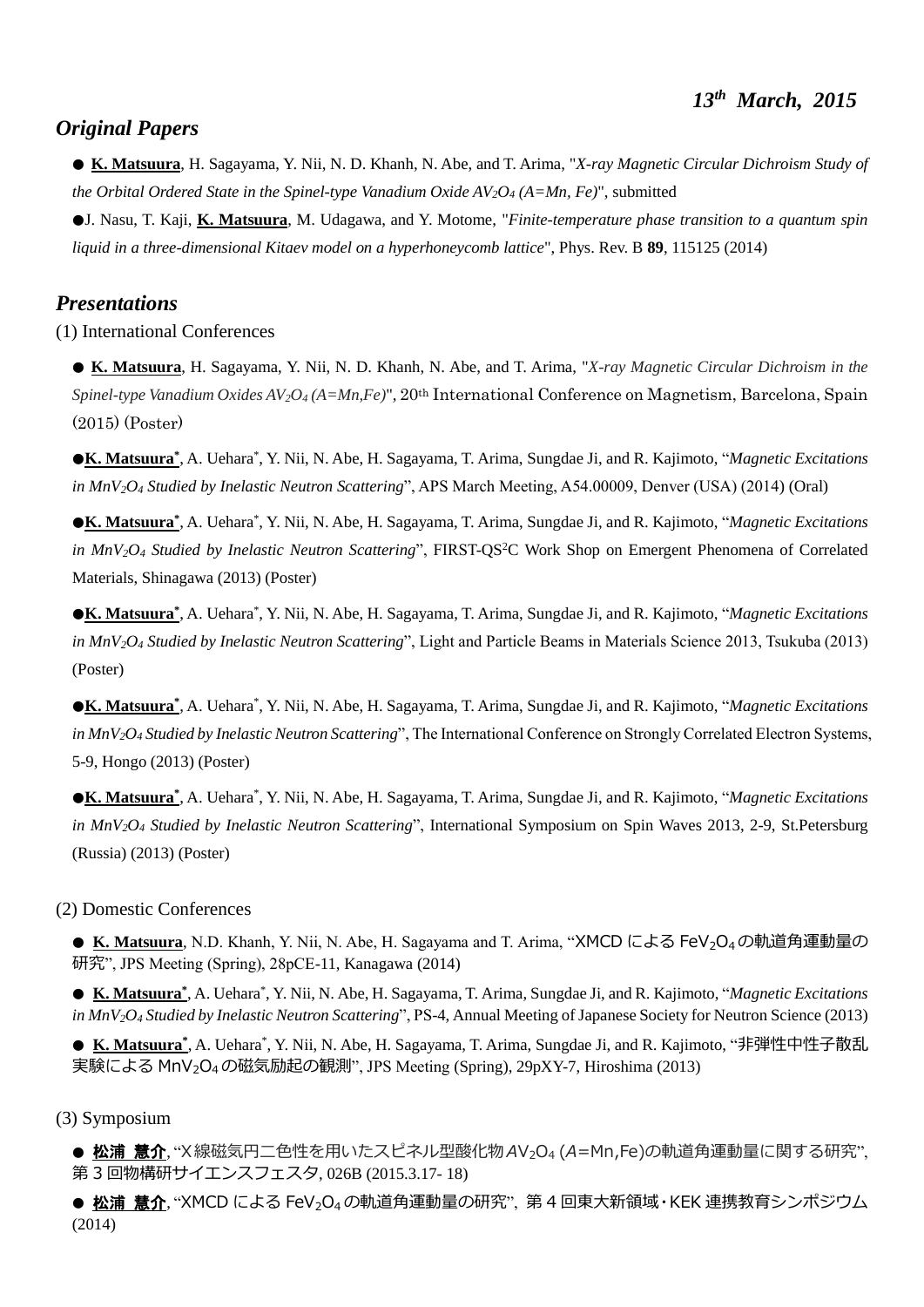*13th March, 2015*

## *Original Papers*

● **K. Matsuura**, H. Sagayama, Y. Nii, N. D. Khanh, N. Abe, and T. Arima, "*X-ray Magnetic Circular Dichroism Study of the Orbital Ordered State in the Spinel-type Vanadium Oxide $AV_2O_4$ (A=Mn, Fe)*", submitted

●J. Nasu, T. Kaji, **K. Matsuura**, M. Udagawa, and Y. Motome, "*Finite-temperature phase transition to a quantum spin liquid in a three-dimensional Kitaev model on a hyperhoneycomb lattice*", Phys. Rev. B **89**, 115125 (2014)

## *Presentations*

(1) International Conferences

● **K. Matsuura**, H. Sagayama, Y. Nii, N. D. Khanh, N. Abe, and T. Arima, "*X-ray Magnetic Circular Dichroism in the Spinel-type Vanadium Oxides $AV_2O_4$ (A=Mn,Fe)*", 20th International Conference on Magnetism, Barcelona, Spain (2015) (Poster)

●**K. Matsuura***, A. Uehara*, Y. Nii, N. Abe, H. Sagayama, T. Arima, Sungdae Ji, and R. Kajimoto, "*Magnetic Excitations in $MnV_2O_4$ Studied by Inelastic Neutron Scattering*", APS March Meeting, A54.00009, Denver (USA) (2014) (Oral)

●**K. Matsuura***, A. Uehara*, Y. Nii, N. Abe, H. Sagayama, T. Arima, Sungdae Ji, and R. Kajimoto, "*Magnetic Excitations in $MnV_2O_4$ Studied by Inelastic Neutron Scattering*", FIRST-QS$^2$C Work Shop on Emergent Phenomena of Correlated Materials, Shinagawa (2013) (Poster)

●**K. Matsuura***, A. Uehara*, Y. Nii, N. Abe, H. Sagayama, T. Arima, Sungdae Ji, and R. Kajimoto, "*Magnetic Excitations in $MnV_2O_4$ Studied by Inelastic Neutron Scattering*", Light and Particle Beams in Materials Science 2013, Tsukuba (2013) (Poster)

●**K. Matsuura***, A. Uehara*, Y. Nii, N. Abe, H. Sagayama, T. Arima, Sungdae Ji, and R. Kajimoto, "*Magnetic Excitations in $MnV_2O_4$ Studied by Inelastic Neutron Scattering*", The International Conference on Strongly Correlated Electron Systems, 5-9, Hongo (2013) (Poster)

●**K. Matsuura***, A. Uehara*, Y. Nii, N. Abe, H. Sagayama, T. Arima, Sungdae Ji, and R. Kajimoto, "*Magnetic Excitations in $MnV_2O_4$ Studied by Inelastic Neutron Scattering*", International Symposium on Spin Waves 2013, 2-9, St.Petersburg (Russia) (2013) (Poster)

(2) Domestic Conferences

● **K. Matsuura**, N.D. Khanh, Y. Nii, N. Abe, H. Sagayama and T. Arima, "XMCD による $FeV_2O_4$ の軌道角運動量の研究", JPS Meeting (Spring), 28pCE-11, Kanagawa (2014)

● **K. Matsuura***, A. Uehara*, Y. Nii, N. Abe, H. Sagayama, T. Arima, Sungdae Ji, and R. Kajimoto, "*Magnetic Excitations in $MnV_2O_4$ Studied by Inelastic Neutron Scattering*", PS-4, Annual Meeting of Japanese Society for Neutron Science (2013)

● **K. Matsuura***, A. Uehara*, Y. Nii, N. Abe, H. Sagayama, T. Arima, Sungdae Ji, and R. Kajimoto, "非弾性中性子散乱実験による $MnV_2O_4$ の磁気励起の観測", JPS Meeting (Spring), 29pXY-7, Hiroshima (2013)

(3) Symposium

● **松浦 慧介**, "X線磁気円二色性を用いたスピネル型酸化物 $AV_2O_4$ ($A$=Mn,Fe)の軌道角運動量に関する研究", 第 3 回物構研サイエンスフェスタ, 026B (2015.3.17- 18)

● **松浦 慧介**, "XMCD による $FeV_2O_4$ の軌道角運動量の研究", 第 4 回東大新領域・KEK 連携教育シンポジウム (2014)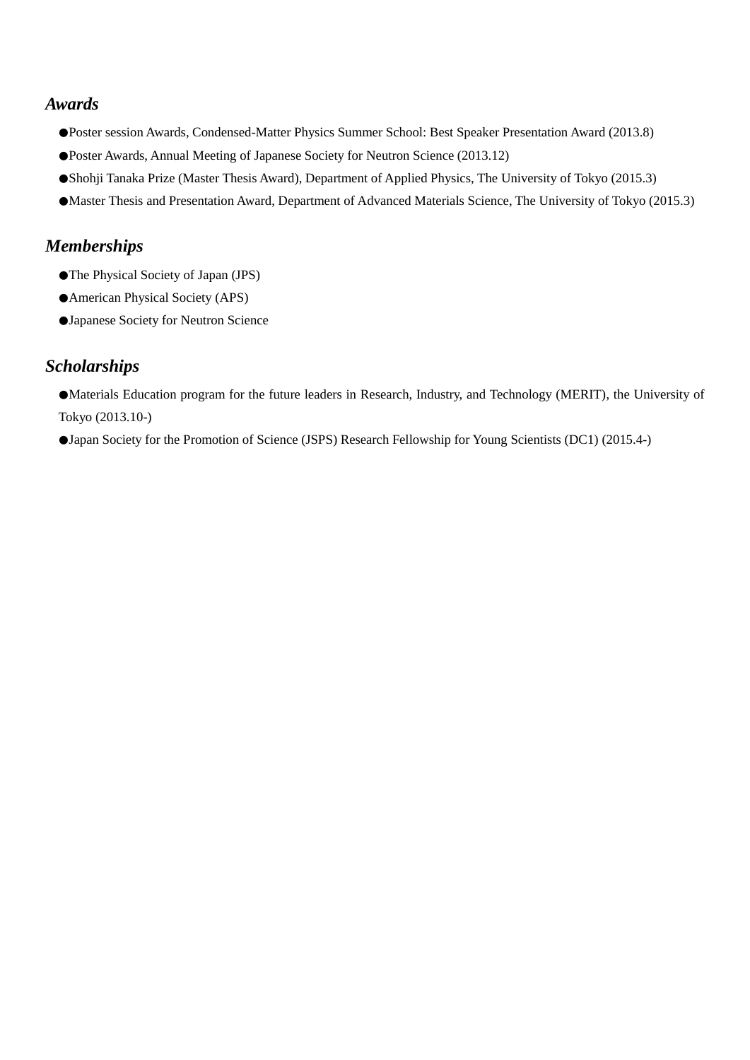## *Awards*

- Poster session Awards, Condensed-Matter Physics Summer School: Best Speaker Presentation Award (2013.8)
- Poster Awards, Annual Meeting of Japanese Society for Neutron Science (2013.12)
- Shohji Tanaka Prize (Master Thesis Award), Department of Applied Physics, The University of Tokyo (2015.3)
- Master Thesis and Presentation Award, Department of Advanced Materials Science, The University of Tokyo (2015.3)

## *Memberships*

- The Physical Society of Japan (JPS)
- American Physical Society (APS)
- Japanese Society for Neutron Science

## *Scholarships*

- Materials Education program for the future leaders in Research, Industry, and Technology (MERIT), the University of Tokyo (2013.10-)
- Japan Society for the Promotion of Science (JSPS) Research Fellowship for Young Scientists (DC1) (2015.4-)